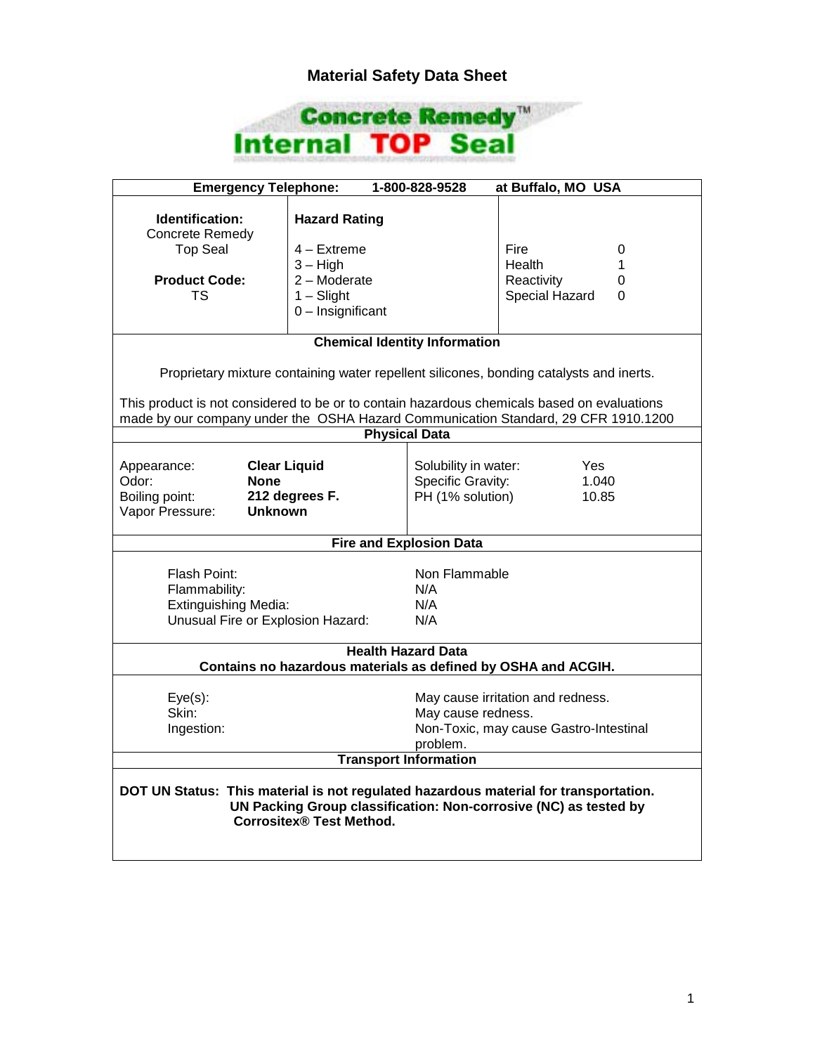# Material Safety Data Sheet

## Concrete Remedy™ Internal TOP Seal

**Emergency Telephone:** **1-800-828-9528** **at Buffalo, MO USA**

| **Identification:** | **Hazard Rating** | | |
|---|---|---|---|
| Concrete Remedy Top Seal | 4 – Extreme | Fire | 0 |
| | 3 – High | Health | 1 |
| **Product Code:** | 2 – Moderate | Reactivity | 0 |
| TS | 1 – Slight | Special Hazard | 0 |
| | 0 – Insignificant | | |

### Chemical Identity Information

Proprietary mixture containing water repellent silicones, bonding catalysts and inerts.

This product is not considered to be or to contain hazardous chemicals based on evaluations made by our company under the OSHA Hazard Communication Standard, 29 CFR 1910.1200

### Physical Data

| | | | |
|---|---|---|---|
| Appearance: | **Clear Liquid** | Solubility in water: | Yes |
| Odor: | **None** | Specific Gravity: | 1.040 |
| Boiling point: | **212 degrees F.** | PH (1% solution) | 10.85 |
| Vapor Pressure: | **Unknown** | | |

### Fire and Explosion Data

| | |
|---|---|
| Flash Point: | Non Flammable |
| Flammability: | N/A |
| Extinguishing Media: | N/A |
| Unusual Fire or Explosion Hazard: | N/A |

### Health Hazard Data

**Contains no hazardous materials as defined by OSHA and ACGIH.**

| | |
|---|---|
| Eye(s): | May cause irritation and redness. |
| Skin: | May cause redness. |
| Ingestion: | Non-Toxic, may cause Gastro-Intestinal problem. |

### Transport Information

**DOT UN Status: This material is not regulated hazardous material for transportation. UN Packing Group classification: Non-corrosive (NC) as tested by Corrositex® Test Method.**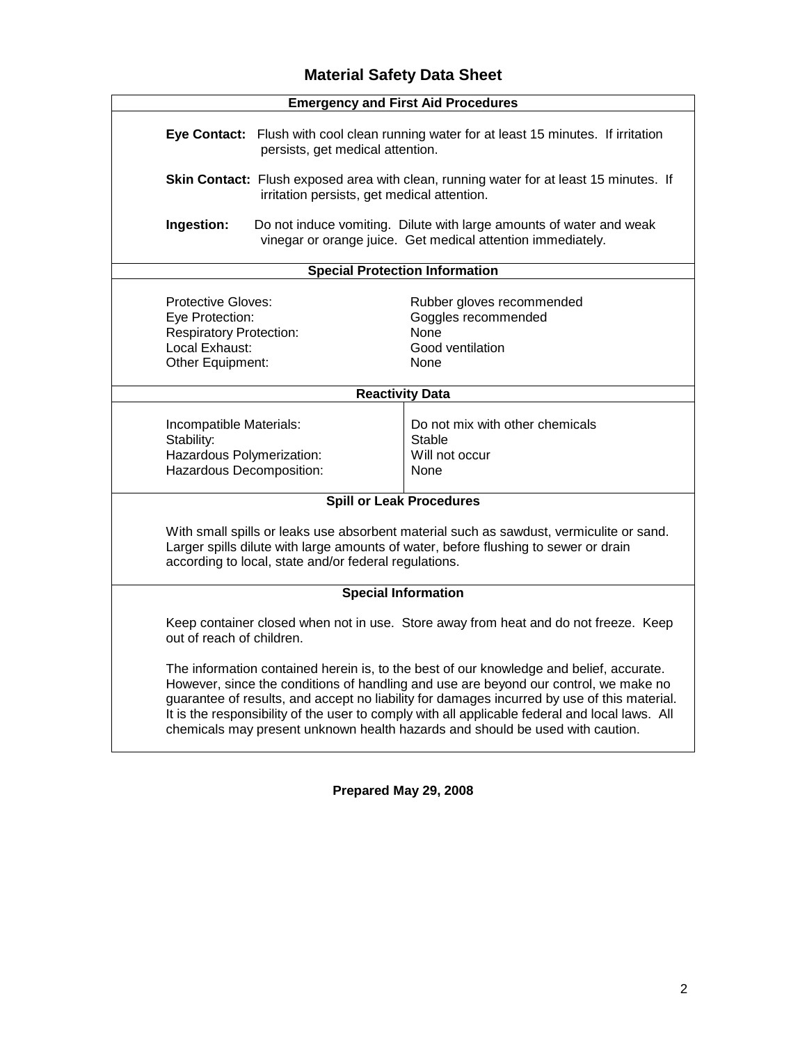# Material Safety Data Sheet

## Emergency and First Aid Procedures

**Eye Contact:** Flush with cool clean running water for at least 15 minutes. If irritation persists, get medical attention.

**Skin Contact:** Flush exposed area with clean, running water for at least 15 minutes. If irritation persists, get medical attention.

**Ingestion:** Do not induce vomiting. Dilute with large amounts of water and weak vinegar or orange juice. Get medical attention immediately.

## Special Protection Information

| | |
|---|---|
| Protective Gloves: | Rubber gloves recommended |
| Eye Protection: | Goggles recommended |
| Respiratory Protection: | None |
| Local Exhaust: | Good ventilation |
| Other Equipment: | None |

## Reactivity Data

| | |
|---|---|
| Incompatible Materials: | Do not mix with other chemicals |
| Stability: | Stable |
| Hazardous Polymerization: | Will not occur |
| Hazardous Decomposition: | None |

## Spill or Leak Procedures

With small spills or leaks use absorbent material such as sawdust, vermiculite or sand. Larger spills dilute with large amounts of water, before flushing to sewer or drain according to local, state and/or federal regulations.

## Special Information

Keep container closed when not in use. Store away from heat and do not freeze. Keep out of reach of children.

The information contained herein is, to the best of our knowledge and belief, accurate. However, since the conditions of handling and use are beyond our control, we make no guarantee of results, and accept no liability for damages incurred by use of this material. It is the responsibility of the user to comply with all applicable federal and local laws. All chemicals may present unknown health hazards and should be used with caution.

**Prepared May 29, 2008**